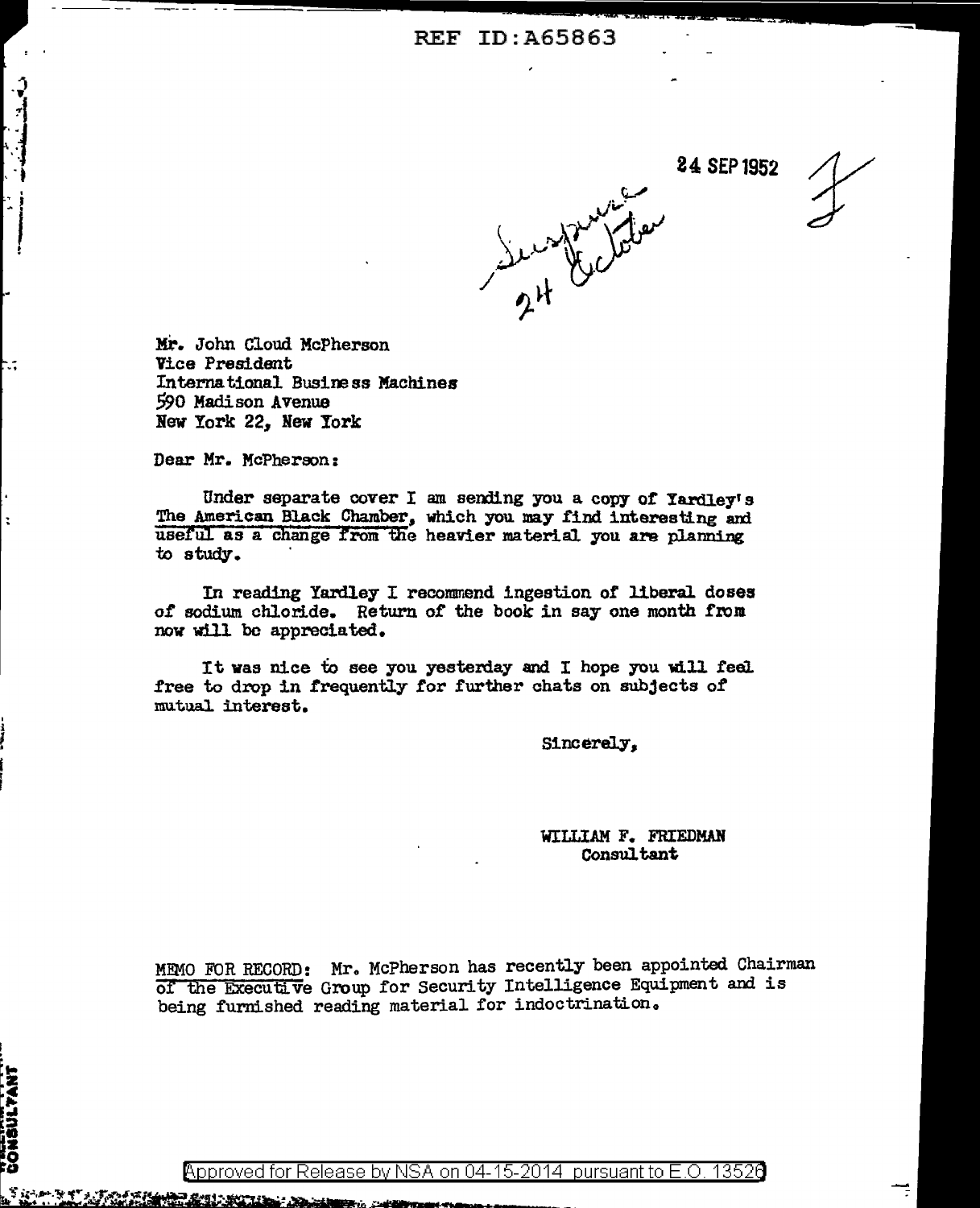REF ID:A65863

24 SEP 1952

Suspense 24 October

Mr. John Cloud McPherson
Vice President
International Business Machines
590 Madison Avenue
New York 22, New York

Dear Mr. McPherson:

Under separate cover I am sending you a copy of Yardley's The American Black Chamber, which you may find interesting and useful as a change from the heavier material you are planning to study.

In reading Yardley I recommend ingestion of liberal doses of sodium chloride. Return of the book in say one month from now will be appreciated.

It was nice to see you yesterday and I hope you will feel free to drop in frequently for further chats on subjects of mutual interest.

Sincerely,

WILLIAM F. FRIEDMAN
Consultant

MEMO FOR RECORD: Mr. McPherson has recently been appointed Chairman of the Executive Group for Security Intelligence Equipment and is being furnished reading material for indoctrination.

CONSULTANT

Approved for Release by NSA on 04-15-2014 pursuant to E.O. 13526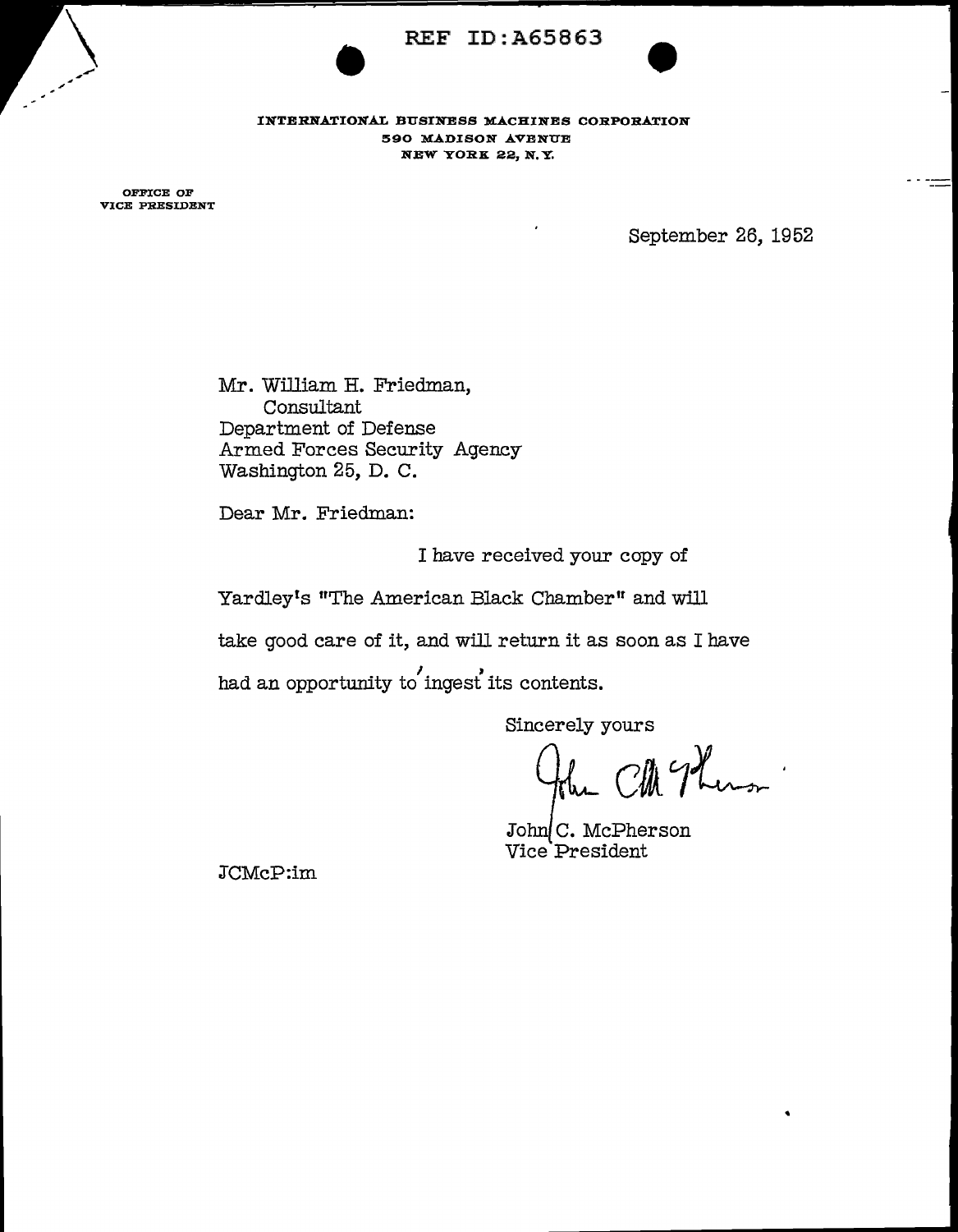REF ID:A65863

INTERNATIONAL BUSINESS MACHINES CORPORATION
590 MADISON AVENUE
NEW YORK 22, N.Y.

OFFICE OF
VICE PRESIDENT

September 26, 1952

Mr. William H. Friedman,
Consultant
Department of Defense
Armed Forces Security Agency
Washington 25, D. C.

Dear Mr. Friedman:

I have received your copy of Yardley's "The American Black Chamber" and will take good care of it, and will return it as soon as I have had an opportunity to 'ingest' its contents.

Sincerely yours

John C. McPherson
Vice President

JCMcP:im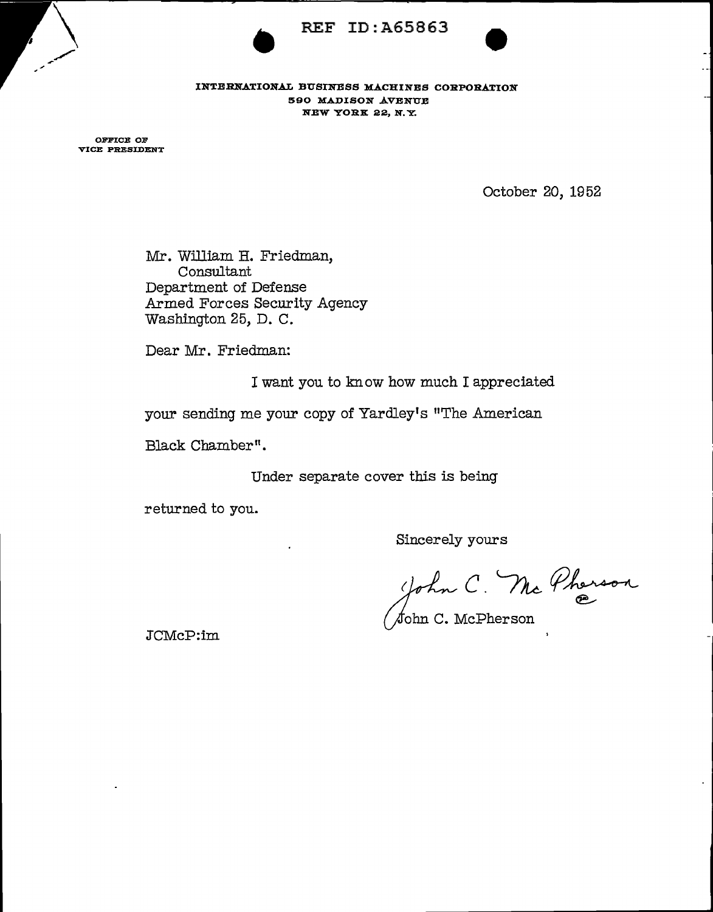REF ID:A65863

INTERNATIONAL BUSINESS MACHINES CORPORATION
590 MADISON AVENUE
NEW YORK 22, N.Y.

OFFICE OF
VICE PRESIDENT

October 20, 1952

Mr. William H. Friedman,
Consultant
Department of Defense
Armed Forces Security Agency
Washington 25, D. C.

Dear Mr. Friedman:

I want you to know how much I appreciated your sending me your copy of Yardley's "The American Black Chamber".

Under separate cover this is being returned to you.

Sincerely yours

John C. McPherson

John C. McPherson

JCMcP:im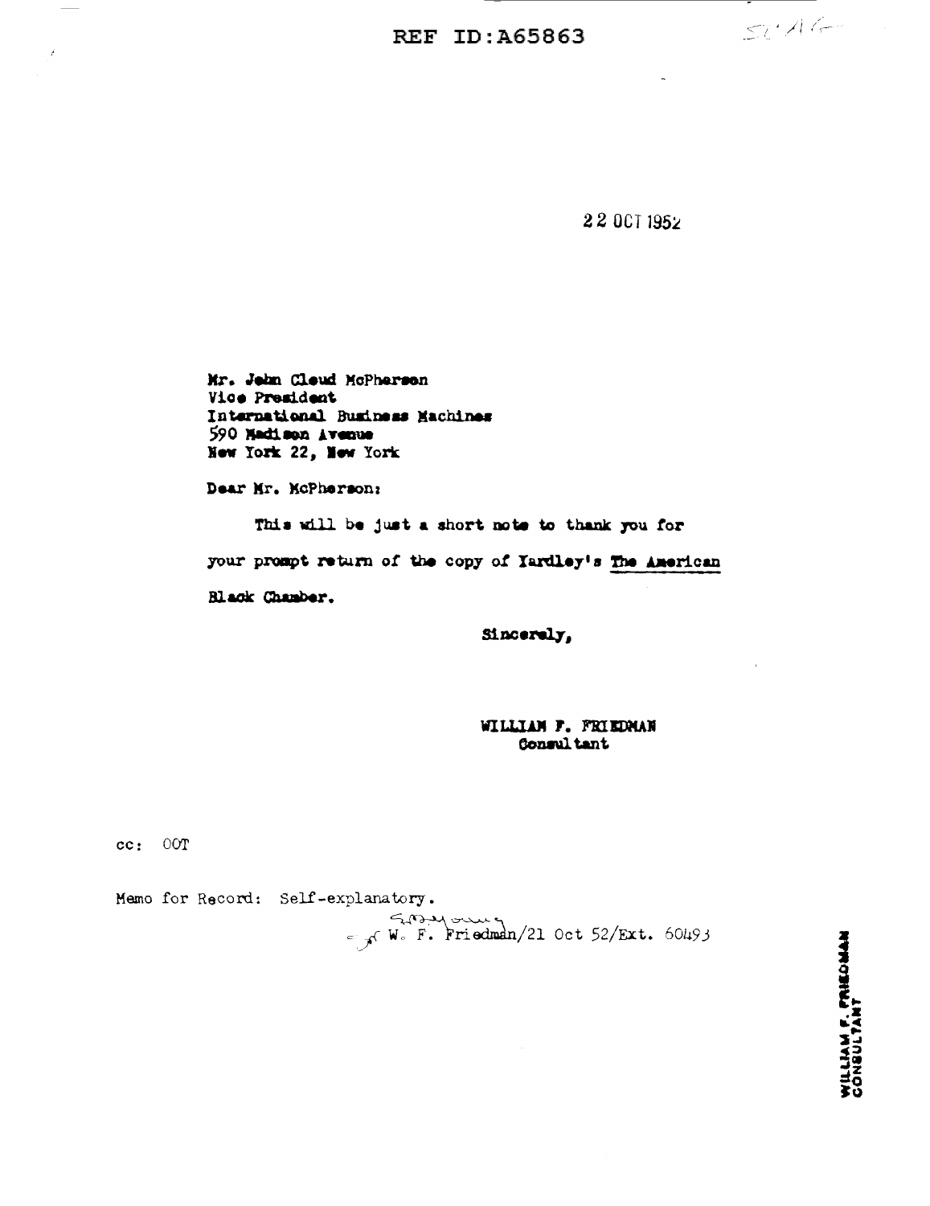REF ID:A65863

22 OCT 1952

Mr. John Cloud McPherson
Vice President
International Business Machines
590 Madison Avenue
New York 22, New York

Dear Mr. McPherson:

This will be just a short note to thank you for your prompt return of the copy of Yardley's The American Black Chamber.

Sincerely,

WILLIAM F. FRIEDMAN
Consultant

cc: OOT

Memo for Record: Self-explanatory.

W. F. Friedman/21 Oct 52/Ext. 60493

WILLIAM F. FRIEDMAN
CONSULTANT